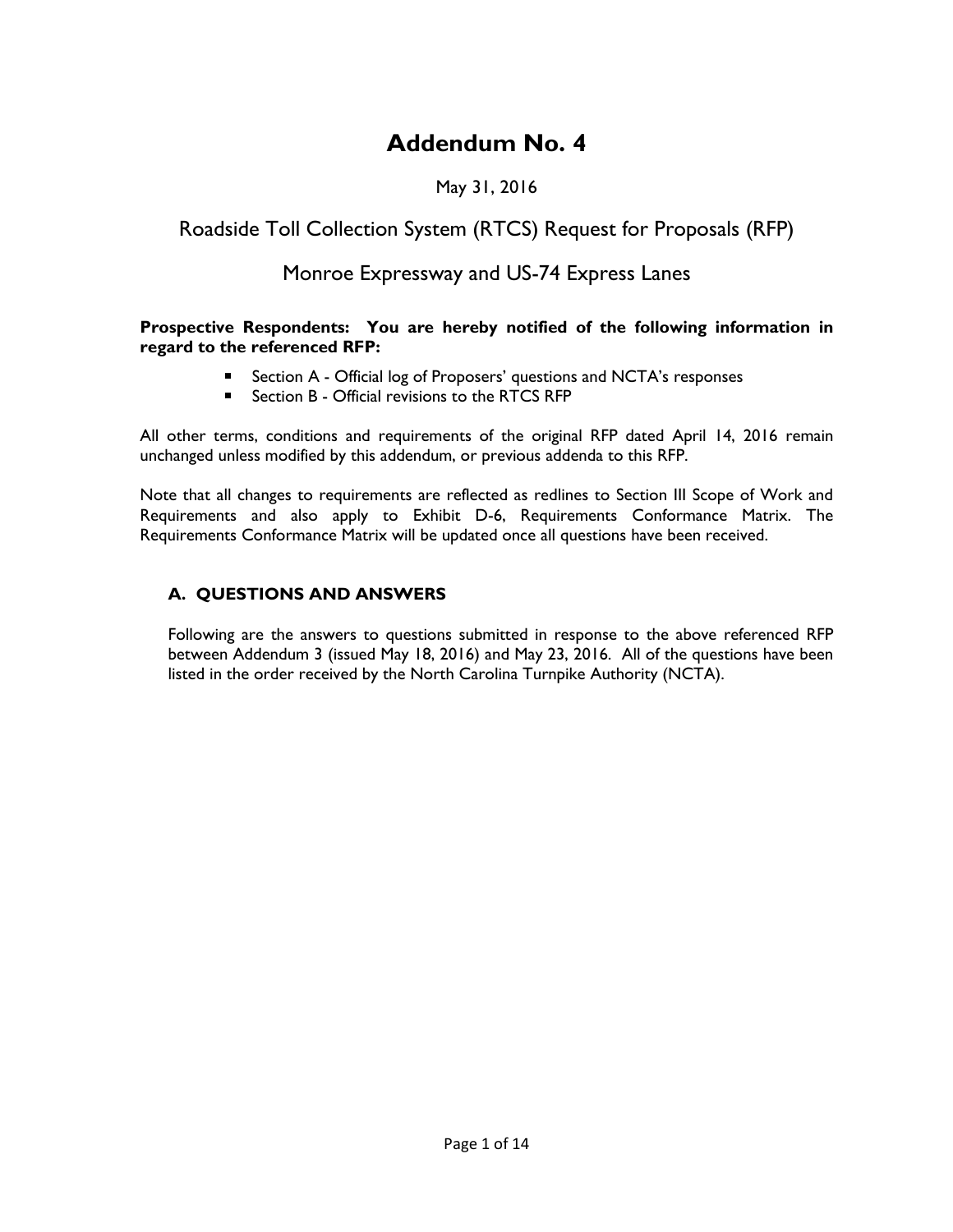# Addendum No. 4

May 31, 2016

## Roadside Toll Collection System (RTCS) Request for Proposals (RFP)

## Monroe Expressway and US-74 Express Lanes

**Prospective Respondents: You are hereby notified of the following information in regard to the referenced RFP:**

- Section A - Official log of Proposers' questions and NCTA's responses
- Section B - Official revisions to the RTCS RFP

All other terms, conditions and requirements of the original RFP dated April 14, 2016 remain unchanged unless modified by this addendum, or previous addenda to this RFP.

Note that all changes to requirements are reflected as redlines to Section III Scope of Work and Requirements and also apply to Exhibit D-6, Requirements Conformance Matrix. The Requirements Conformance Matrix will be updated once all questions have been received.

### A. QUESTIONS AND ANSWERS

Following are the answers to questions submitted in response to the above referenced RFP between Addendum 3 (issued May 18, 2016) and May 23, 2016. All of the questions have been listed in the order received by the North Carolina Turnpike Authority (NCTA).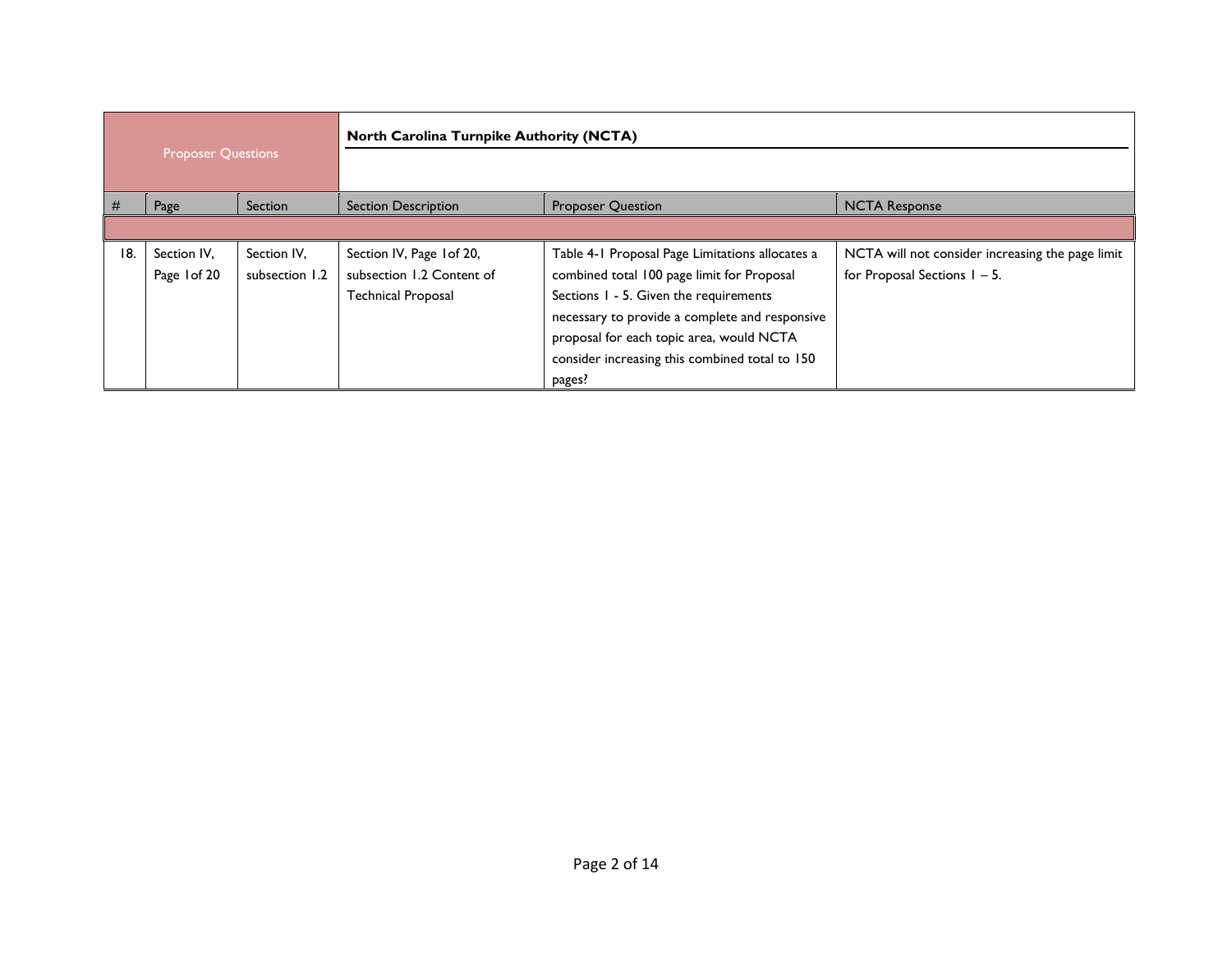| Proposer Questions | | | North Carolina Turnpike Authority (NCTA) | | |
|---|---|---|---|---|---|
| # | Page | Section | Section Description | Proposer Question | NCTA Response |
| | | | | | |
| 18. | Section IV, Page 1of 20 | Section IV, subsection 1.2 | Section IV, Page 1of 20, subsection 1.2 Content of Technical Proposal | Table 4-1 Proposal Page Limitations allocates a combined total 100 page limit for Proposal Sections 1 - 5. Given the requirements necessary to provide a complete and responsive proposal for each topic area, would NCTA consider increasing this combined total to 150 pages? | NCTA will not consider increasing the page limit for Proposal Sections 1 – 5. |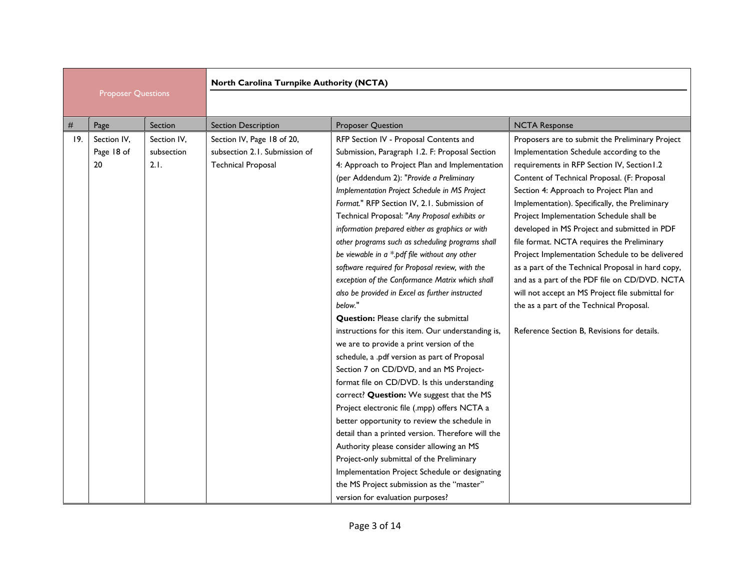| Proposer Questions | | | North Carolina Turnpike Authority (NCTA) | | |
|---|---|---|---|---|---|
| # | Page | Section | Section Description | Proposer Question | NCTA Response |
| 19. | Section IV, Page 18 of 20 | Section IV, subsection 2.1. | Section IV, Page 18 of 20, subsection 2.1. Submission of Technical Proposal | RFP Section IV - Proposal Contents and Submission, Paragraph 1.2. F: Proposal Section 4: Approach to Project Plan and Implementation (per Addendum 2): "*Provide a Preliminary Implementation Project Schedule in MS Project Format.*" RFP Section IV, 2.1. Submission of Technical Proposal: "*Any Proposal exhibits or information prepared either as graphics or with other programs such as scheduling programs shall be viewable in a *.pdf file without any other software required for Proposal review, with the exception of the Conformance Matrix which shall also be provided in Excel as further instructed below.*" **Question:** Please clarify the submittal instructions for this item. Our understanding is, we are to provide a print version of the schedule, a .pdf version as part of Proposal Section 7 on CD/DVD, and an MS Project-format file on CD/DVD. Is this understanding correct? **Question:** We suggest that the MS Project electronic file (.mpp) offers NCTA a better opportunity to review the schedule in detail than a printed version. Therefore will the Authority please consider allowing an MS Project-only submittal of the Preliminary Implementation Project Schedule or designating the MS Project submission as the "master" version for evaluation purposes? | Proposers are to submit the Preliminary Project Implementation Schedule according to the requirements in RFP Section IV, Section1.2 Content of Technical Proposal. (F: Proposal Section 4: Approach to Project Plan and Implementation). Specifically, the Preliminary Project Implementation Schedule shall be developed in MS Project and submitted in PDF file format. NCTA requires the Preliminary Project Implementation Schedule to be delivered as a part of the Technical Proposal in hard copy, and as a part of the PDF file on CD/DVD. NCTA will not accept an MS Project file submittal for the as a part of the Technical Proposal.<br><br>Reference Section B, Revisions for details. |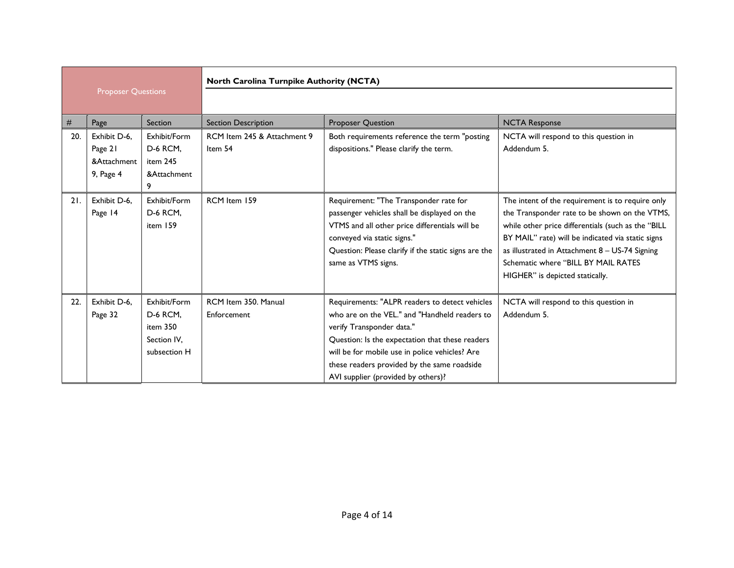| Proposer Questions | | | North Carolina Turnpike Authority (NCTA) | | |
|---|---|---|---|---|---|
| # | Page | Section | Section Description | Proposer Question | NCTA Response |
| 20. | Exhibit D-6, Page 21 &Attachment 9, Page 4 | Exhibit/Form D-6 RCM, item 245 &Attachment 9 | RCM Item 245 & Attachment 9 Item 54 | Both requirements reference the term "posting dispositions." Please clarify the term. | NCTA will respond to this question in Addendum 5. |
| 21. | Exhibit D-6, Page 14 | Exhibit/Form D-6 RCM, item 159 | RCM Item 159 | Requirement: "The Transponder rate for passenger vehicles shall be displayed on the VTMS and all other price differentials will be conveyed via static signs."<br>Question: Please clarify if the static signs are the same as VTMS signs. | The intent of the requirement is to require only the Transponder rate to be shown on the VTMS, while other price differentials (such as the "BILL BY MAIL" rate) will be indicated via static signs as illustrated in Attachment 8 – US-74 Signing Schematic where "BILL BY MAIL RATES HIGHER" is depicted statically. |
| 22. | Exhibit D-6, Page 32 | Exhibit/Form D-6 RCM, item 350 Section IV, subsection H | RCM Item 350. Manual Enforcement | Requirements: "ALPR readers to detect vehicles who are on the VEL." and "Handheld readers to verify Transponder data."<br>Question: Is the expectation that these readers will be for mobile use in police vehicles? Are these readers provided by the same roadside AVI supplier (provided by others)? | NCTA will respond to this question in Addendum 5. |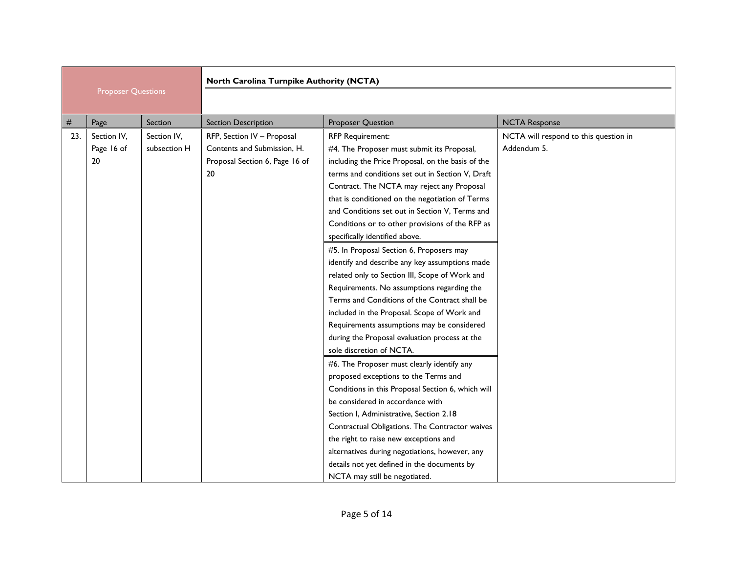| Proposer Questions | | | North Carolina Turnpike Authority (NCTA) | | |
|---|---|---|---|---|---|
| # | Page | Section | Section Description | Proposer Question | NCTA Response |
| 23. | Section IV, Page 16 of 20 | Section IV, subsection H | RFP, Section IV – Proposal Contents and Submission, H. Proposal Section 6, Page 16 of 20 | RFP Requirement:<br>#4. The Proposer must submit its Proposal, including the Price Proposal, on the basis of the terms and conditions set out in Section V, Draft Contract. The NCTA may reject any Proposal that is conditioned on the negotiation of Terms and Conditions set out in Section V, Terms and Conditions or to other provisions of the RFP as specifically identified above.<br><br>#5. In Proposal Section 6, Proposers may identify and describe any key assumptions made related only to Section III, Scope of Work and Requirements. No assumptions regarding the Terms and Conditions of the Contract shall be included in the Proposal. Scope of Work and Requirements assumptions may be considered during the Proposal evaluation process at the sole discretion of NCTA.<br><br>#6. The Proposer must clearly identify any proposed exceptions to the Terms and Conditions in this Proposal Section 6, which will be considered in accordance with Section I, Administrative, Section 2.18 Contractual Obligations. The Contractor waives the right to raise new exceptions and alternatives during negotiations, however, any details not yet defined in the documents by NCTA may still be negotiated. | NCTA will respond to this question in Addendum 5. |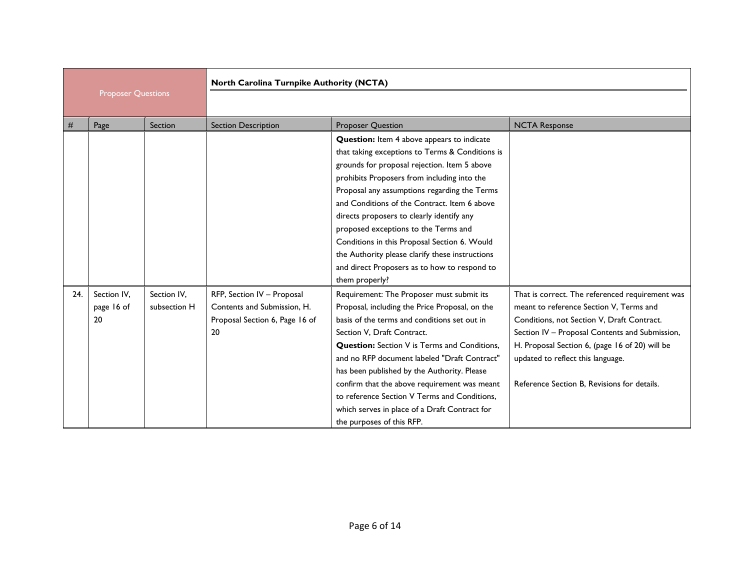| Proposer Questions | | | North Carolina Turnpike Authority (NCTA) | | |
|---|---|---|---|---|---|
| # | Page | Section | Section Description | Proposer Question | NCTA Response |
| | | | | **Question:** Item 4 above appears to indicate that taking exceptions to Terms & Conditions is grounds for proposal rejection. Item 5 above prohibits Proposers from including into the Proposal any assumptions regarding the Terms and Conditions of the Contract. Item 6 above directs proposers to clearly identify any proposed exceptions to the Terms and Conditions in this Proposal Section 6. Would the Authority please clarify these instructions and direct Proposers as to how to respond to them properly? | |
| 24. | Section IV, page 16 of 20 | Section IV, subsection H | RFP, Section IV – Proposal Contents and Submission, H. Proposal Section 6, Page 16 of 20 | Requirement: The Proposer must submit its Proposal, including the Price Proposal, on the basis of the terms and conditions set out in Section V, Draft Contract.<br>**Question:** Section V is Terms and Conditions, and no RFP document labeled "Draft Contract" has been published by the Authority. Please confirm that the above requirement was meant to reference Section V Terms and Conditions, which serves in place of a Draft Contract for the purposes of this RFP. | That is correct. The referenced requirement was meant to reference Section V, Terms and Conditions, not Section V, Draft Contract. Section IV – Proposal Contents and Submission, H. Proposal Section 6, (page 16 of 20) will be updated to reflect this language.<br><br>Reference Section B, Revisions for details. |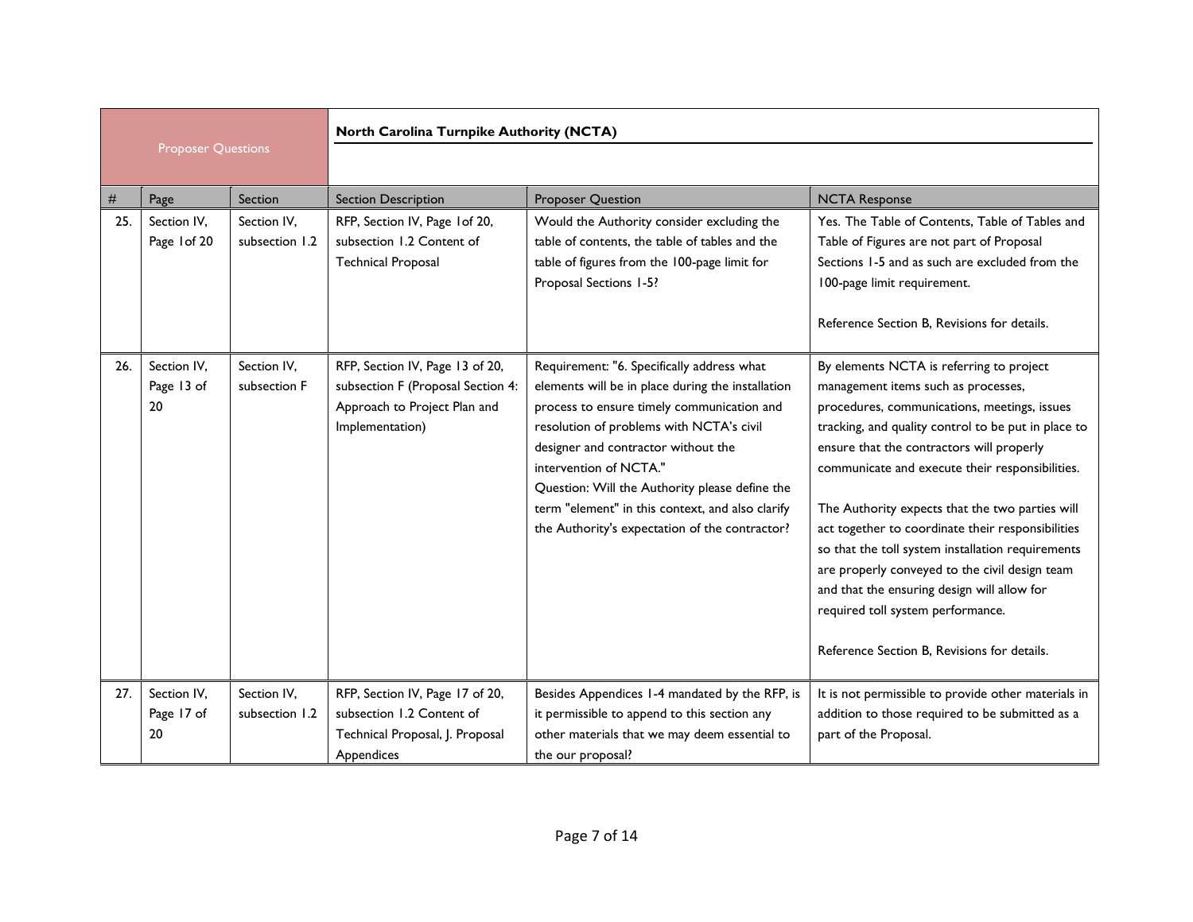| Proposer Questions | | | North Carolina Turnpike Authority (NCTA) | | |
|---|---|---|---|---|---|
| # | Page | Section | Section Description | Proposer Question | NCTA Response |
| 25. | Section IV, Page 1of 20 | Section IV, subsection 1.2 | RFP, Section IV, Page 1of 20, subsection 1.2 Content of Technical Proposal | Would the Authority consider excluding the table of contents, the table of tables and the table of figures from the 100-page limit for Proposal Sections 1-5? | Yes. The Table of Contents, Table of Tables and Table of Figures are not part of Proposal Sections 1-5 and as such are excluded from the 100-page limit requirement.<br><br>Reference Section B, Revisions for details. |
| 26. | Section IV, Page 13 of 20 | Section IV, subsection F | RFP, Section IV, Page 13 of 20, subsection F (Proposal Section 4: Approach to Project Plan and Implementation) | Requirement: "6. Specifically address what elements will be in place during the installation process to ensure timely communication and resolution of problems with NCTA's civil designer and contractor without the intervention of NCTA."<br>Question: Will the Authority please define the term "element" in this context, and also clarify the Authority's expectation of the contractor? | By elements NCTA is referring to project management items such as processes, procedures, communications, meetings, issues tracking, and quality control to be put in place to ensure that the contractors will properly communicate and execute their responsibilities.<br><br>The Authority expects that the two parties will act together to coordinate their responsibilities so that the toll system installation requirements are properly conveyed to the civil design team and that the ensuring design will allow for required toll system performance.<br><br>Reference Section B, Revisions for details. |
| 27. | Section IV, Page 17 of 20 | Section IV, subsection 1.2 | RFP, Section IV, Page 17 of 20, subsection 1.2 Content of Technical Proposal, J. Proposal Appendices | Besides Appendices 1-4 mandated by the RFP, is it permissible to append to this section any other materials that we may deem essential to the our proposal? | It is not permissible to provide other materials in addition to those required to be submitted as a part of the Proposal. |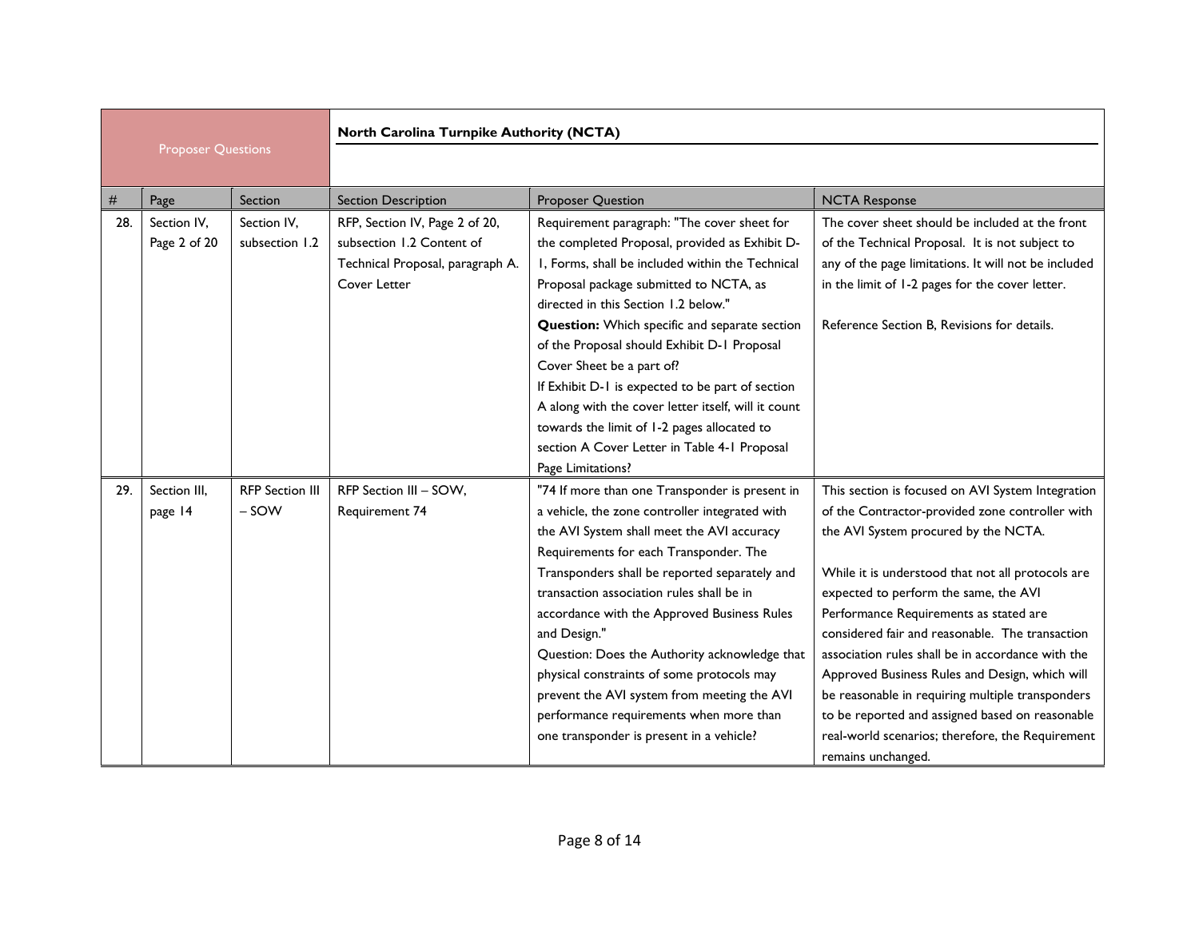| Proposer Questions | | | | North Carolina Turnpike Authority (NCTA) | |
|---|---|---|---|---|---|
| # | Page | Section | Section Description | Proposer Question | NCTA Response |
| 28. | Section IV, Page 2 of 20 | Section IV, subsection 1.2 | RFP, Section IV, Page 2 of 20, subsection 1.2 Content of Technical Proposal, paragraph A. Cover Letter | Requirement paragraph: "The cover sheet for the completed Proposal, provided as Exhibit D-1, Forms, shall be included within the Technical Proposal package submitted to NCTA, as directed in this Section 1.2 below."<br>**Question:** Which specific and separate section of the Proposal should Exhibit D-1 Proposal Cover Sheet be a part of?<br>If Exhibit D-1 is expected to be part of section A along with the cover letter itself, will it count towards the limit of 1-2 pages allocated to section A Cover Letter in Table 4-1 Proposal Page Limitations? | The cover sheet should be included at the front of the Technical Proposal. It is not subject to any of the page limitations. It will not be included in the limit of 1-2 pages for the cover letter.<br><br>Reference Section B, Revisions for details. |
| 29. | Section III, page 14 | RFP Section III – SOW | RFP Section III – SOW, Requirement 74 | "74 If more than one Transponder is present in a vehicle, the zone controller integrated with the AVI System shall meet the AVI accuracy Requirements for each Transponder. The Transponders shall be reported separately and transaction association rules shall be in accordance with the Approved Business Rules and Design."<br>Question: Does the Authority acknowledge that physical constraints of some protocols may prevent the AVI system from meeting the AVI performance requirements when more than one transponder is present in a vehicle? | This section is focused on AVI System Integration of the Contractor-provided zone controller with the AVI System procured by the NCTA.<br><br>While it is understood that not all protocols are expected to perform the same, the AVI Performance Requirements as stated are considered fair and reasonable. The transaction association rules shall be in accordance with the Approved Business Rules and Design, which will be reasonable in requiring multiple transponders to be reported and assigned based on reasonable real-world scenarios; therefore, the Requirement remains unchanged. |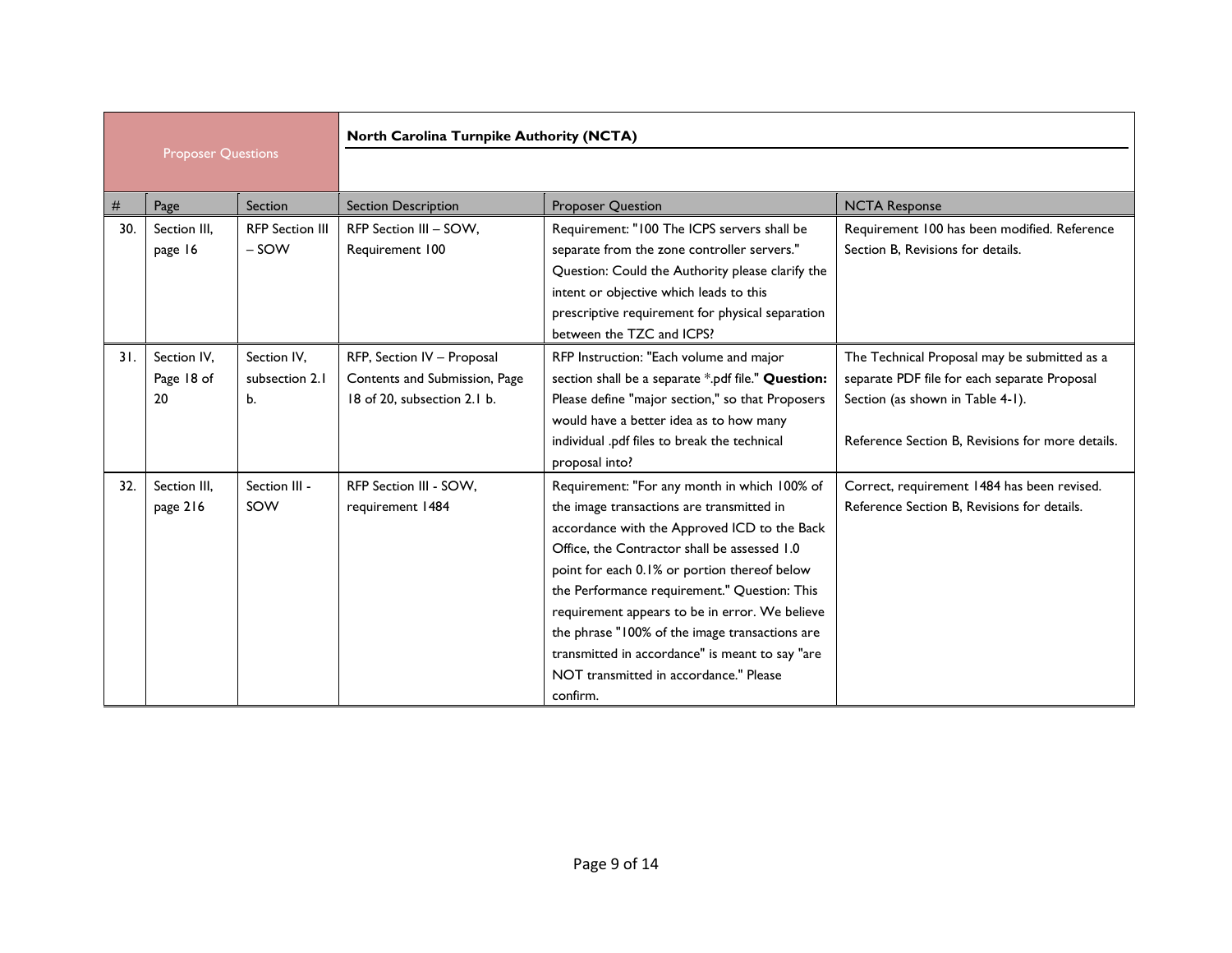| Proposer Questions | | | North Carolina Turnpike Authority (NCTA) | | |
|---|---|---|---|---|---|
| # | Page | Section | Section Description | Proposer Question | NCTA Response |
| 30. | Section III, page 16 | RFP Section III – SOW | RFP Section III – SOW, Requirement 100 | Requirement: "100 The ICPS servers shall be separate from the zone controller servers." Question: Could the Authority please clarify the intent or objective which leads to this prescriptive requirement for physical separation between the TZC and ICPS? | Requirement 100 has been modified. Reference Section B, Revisions for details. |
| 31. | Section IV, Page 18 of 20 | Section IV, subsection 2.1 b. | RFP, Section IV – Proposal Contents and Submission, Page 18 of 20, subsection 2.1 b. | RFP Instruction: "Each volume and major section shall be a separate *.pdf file." **Question:** Please define "major section," so that Proposers would have a better idea as to how many individual .pdf files to break the technical proposal into? | The Technical Proposal may be submitted as a separate PDF file for each separate Proposal Section (as shown in Table 4-1).<br><br>Reference Section B, Revisions for more details. |
| 32. | Section III, page 216 | Section III - SOW | RFP Section III - SOW, requirement 1484 | Requirement: "For any month in which 100% of the image transactions are transmitted in accordance with the Approved ICD to the Back Office, the Contractor shall be assessed 1.0 point for each 0.1% or portion thereof below the Performance requirement." Question: This requirement appears to be in error. We believe the phrase "100% of the image transactions are transmitted in accordance" is meant to say "are NOT transmitted in accordance." Please confirm. | Correct, requirement 1484 has been revised. Reference Section B, Revisions for details. |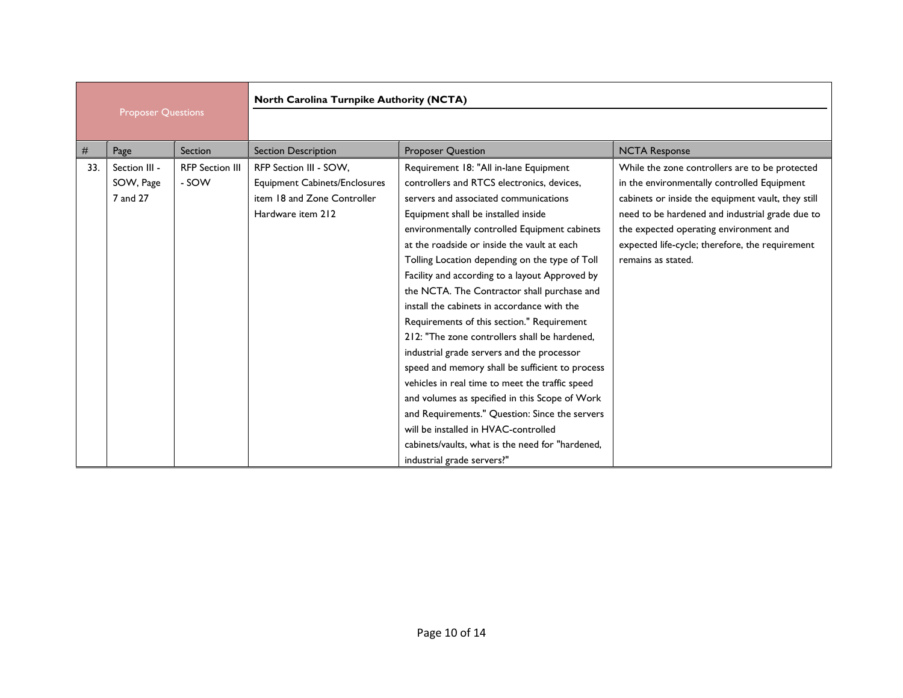| Proposer Questions | | | | North Carolina Turnpike Authority (NCTA) | |
|---|---|---|---|---|---|
| # | Page | Section | Section Description | Proposer Question | NCTA Response |
| 33. | Section III - SOW, Page 7 and 27 | RFP Section III - SOW | RFP Section III - SOW, Equipment Cabinets/Enclosures item 18 and Zone Controller Hardware item 212 | Requirement 18: "All in-lane Equipment controllers and RTCS electronics, devices, servers and associated communications Equipment shall be installed inside environmentally controlled Equipment cabinets at the roadside or inside the vault at each Tolling Location depending on the type of Toll Facility and according to a layout Approved by the NCTA. The Contractor shall purchase and install the cabinets in accordance with the Requirements of this section." Requirement 212: "The zone controllers shall be hardened, industrial grade servers and the processor speed and memory shall be sufficient to process vehicles in real time to meet the traffic speed and volumes as specified in this Scope of Work and Requirements." Question: Since the servers will be installed in HVAC-controlled cabinets/vaults, what is the need for "hardened, industrial grade servers?" | While the zone controllers are to be protected in the environmentally controlled Equipment cabinets or inside the equipment vault, they still need to be hardened and industrial grade due to the expected operating environment and expected life-cycle; therefore, the requirement remains as stated. |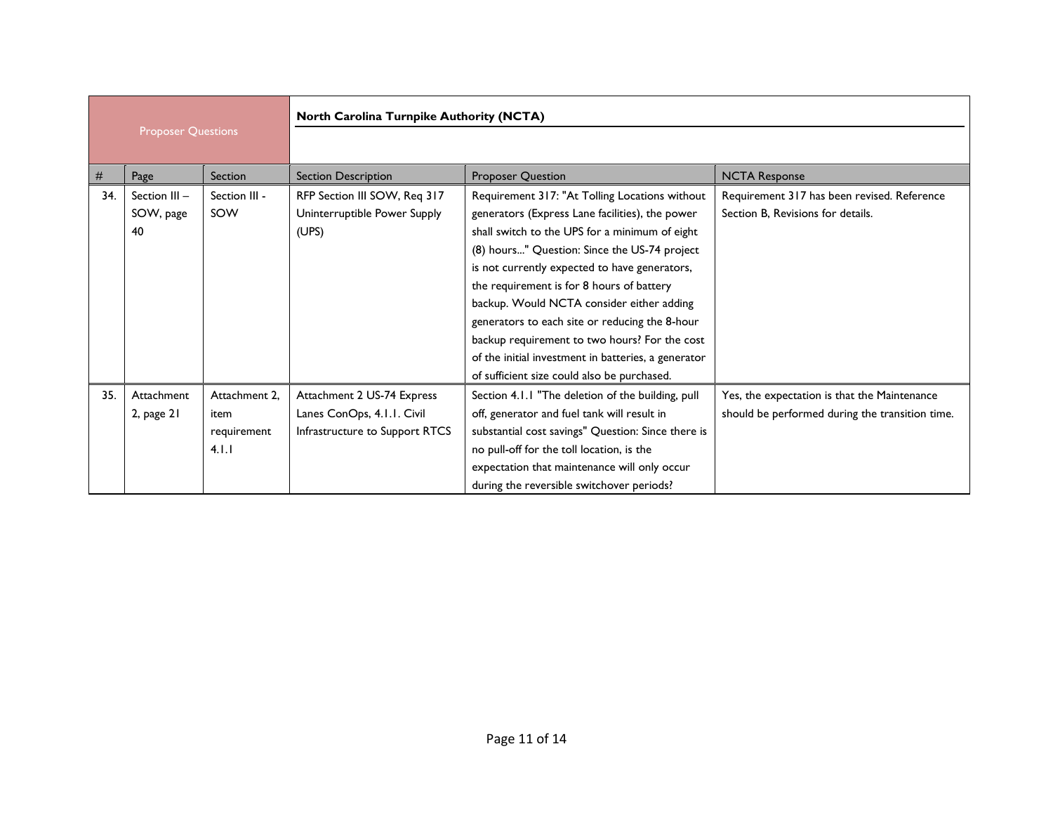| Proposer Questions | | | North Carolina Turnpike Authority (NCTA) | | |
|---|---|---|---|---|---|
| # | Page | Section | Section Description | Proposer Question | NCTA Response |
| 34. | Section III – SOW, page 40 | Section III - SOW | RFP Section III SOW, Req 317 Uninterruptible Power Supply (UPS) | Requirement 317: "At Tolling Locations without generators (Express Lane facilities), the power shall switch to the UPS for a minimum of eight (8) hours..." Question: Since the US-74 project is not currently expected to have generators, the requirement is for 8 hours of battery backup. Would NCTA consider either adding generators to each site or reducing the 8-hour backup requirement to two hours? For the cost of the initial investment in batteries, a generator of sufficient size could also be purchased. | Requirement 317 has been revised. Reference Section B, Revisions for details. |
| 35. | Attachment 2, page 21 | Attachment 2, item requirement 4.1.1 | Attachment 2 US-74 Express Lanes ConOps, 4.1.1. Civil Infrastructure to Support RTCS | Section 4.1.1 "The deletion of the building, pull off, generator and fuel tank will result in substantial cost savings" Question: Since there is no pull-off for the toll location, is the expectation that maintenance will only occur during the reversible switchover periods? | Yes, the expectation is that the Maintenance should be performed during the transition time. |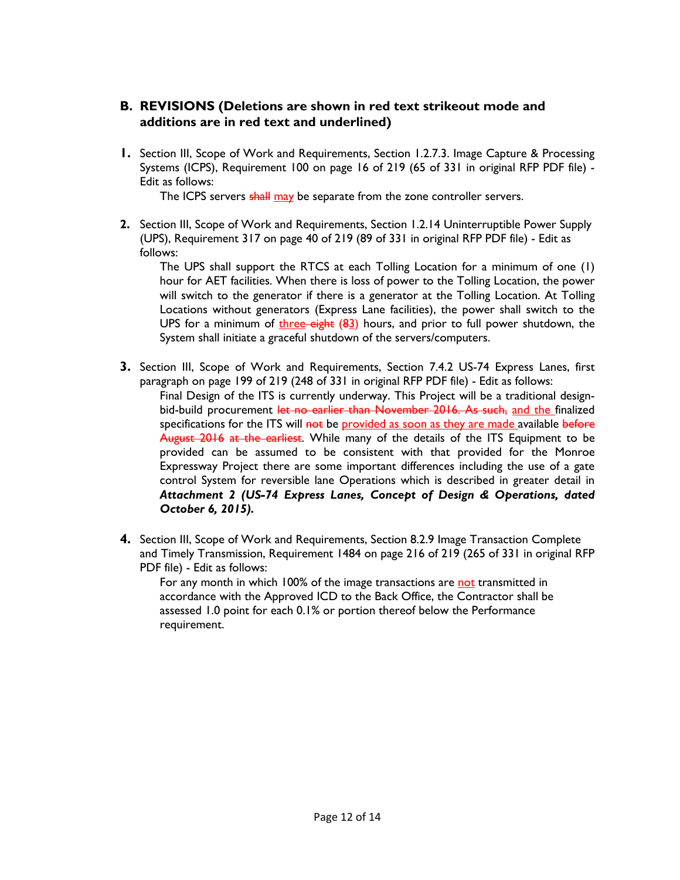## B. REVISIONS (Deletions are shown in red text strikeout mode and additions are in red text and underlined)

**1.** Section III, Scope of Work and Requirements, Section 1.2.7.3. Image Capture & Processing Systems (ICPS), Requirement 100 on page 16 of 219 (65 of 331 in original RFP PDF file) - Edit as follows:

> The ICPS servers ~~shall~~ <u>may</u> be separate from the zone controller servers.

**2.** Section III, Scope of Work and Requirements, Section 1.2.14 Uninterruptible Power Supply (UPS), Requirement 317 on page 40 of 219 (89 of 331 in original RFP PDF file) - Edit as follows:

> The UPS shall support the RTCS at each Tolling Location for a minimum of one (1) hour for AET facilities. When there is loss of power to the Tolling Location, the power will switch to the generator if there is a generator at the Tolling Location. At Tolling Locations without generators (Express Lane facilities), the power shall switch to the UPS for a minimum of <u>three</u> ~~eight~~ (~~8~~<u>3</u>) hours, and prior to full power shutdown, the System shall initiate a graceful shutdown of the servers/computers.

**3.** Section III, Scope of Work and Requirements, Section 7.4.2 US-74 Express Lanes, first paragraph on page 199 of 219 (248 of 331 in original RFP PDF file) - Edit as follows:

> Final Design of the ITS is currently underway. This Project will be a traditional design-bid-build procurement ~~let no earlier than November 2016. As such,~~ <u>and the</u> finalized specifications for the ITS will ~~not~~ be <u>provided as soon as they are made</u> available ~~before August 2016~~ ~~at the earliest~~. While many of the details of the ITS Equipment to be provided can be assumed to be consistent with that provided for the Monroe Expressway Project there are some important differences including the use of a gate control System for reversible lane Operations which is described in greater detail in ***Attachment 2 (US-74 Express Lanes, Concept of Design & Operations, dated October 6, 2015).***

**4.** Section III, Scope of Work and Requirements, Section 8.2.9 Image Transaction Complete and Timely Transmission, Requirement 1484 on page 216 of 219 (265 of 331 in original RFP PDF file) - Edit as follows:

> For any month in which 100% of the image transactions are <u>not</u> transmitted in accordance with the Approved ICD to the Back Office, the Contractor shall be assessed 1.0 point for each 0.1% or portion thereof below the Performance requirement.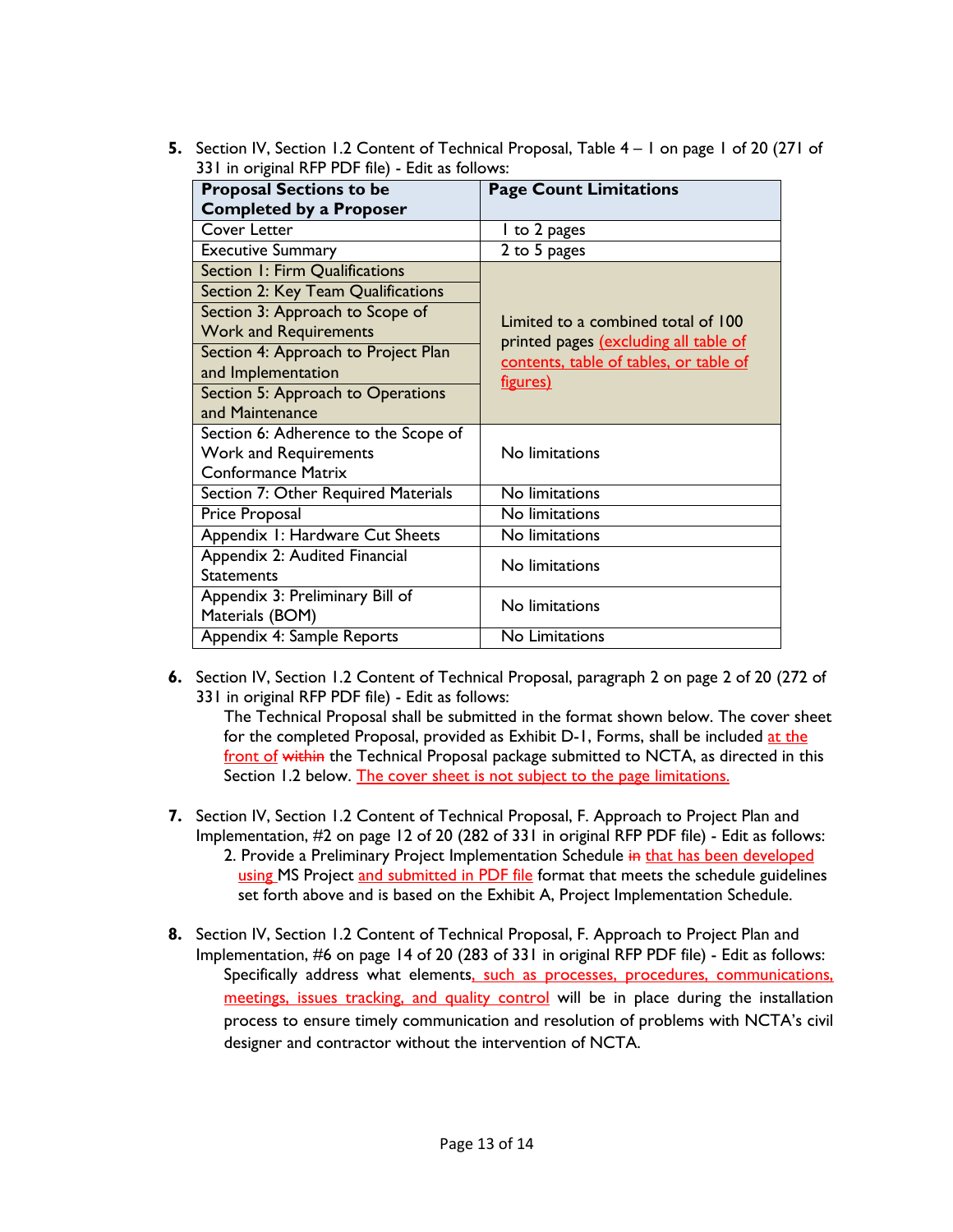5. Section IV, Section 1.2 Content of Technical Proposal, Table 4 – 1 on page 1 of 20 (271 of 331 in original RFP PDF file) - Edit as follows:

| Proposal Sections to be Completed by a Proposer | Page Count Limitations |
|---|---|
| Cover Letter | 1 to 2 pages |
| Executive Summary | 2 to 5 pages |
| Section 1: Firm Qualifications | Limited to a combined total of 100 printed pages (excluding all table of contents, table of tables, or table of figures) |
| Section 2: Key Team Qualifications | |
| Section 3: Approach to Scope of Work and Requirements | |
| Section 4: Approach to Project Plan and Implementation | |
| Section 5: Approach to Operations and Maintenance | |
| Section 6: Adherence to the Scope of Work and Requirements Conformance Matrix | No limitations |
| Section 7: Other Required Materials | No limitations |
| Price Proposal | No limitations |
| Appendix 1: Hardware Cut Sheets | No limitations |
| Appendix 2: Audited Financial Statements | No limitations |
| Appendix 3: Preliminary Bill of Materials (BOM) | No limitations |
| Appendix 4: Sample Reports | No Limitations |

6. Section IV, Section 1.2 Content of Technical Proposal, paragraph 2 on page 2 of 20 (272 of 331 in original RFP PDF file) - Edit as follows:

   The Technical Proposal shall be submitted in the format shown below. The cover sheet for the completed Proposal, provided as Exhibit D-1, Forms, shall be included at the front of ~~within~~ the Technical Proposal package submitted to NCTA, as directed in this Section 1.2 below. The cover sheet is not subject to the page limitations.

7. Section IV, Section 1.2 Content of Technical Proposal, F. Approach to Project Plan and Implementation, #2 on page 12 of 20 (282 of 331 in original RFP PDF file) - Edit as follows:

   2. Provide a Preliminary Project Implementation Schedule ~~in~~ that has been developed using MS Project and submitted in PDF file format that meets the schedule guidelines set forth above and is based on the Exhibit A, Project Implementation Schedule.

8. Section IV, Section 1.2 Content of Technical Proposal, F. Approach to Project Plan and Implementation, #6 on page 14 of 20 (283 of 331 in original RFP PDF file) - Edit as follows:

   Specifically address what elements, such as processes, procedures, communications, meetings, issues tracking, and quality control will be in place during the installation process to ensure timely communication and resolution of problems with NCTA's civil designer and contractor without the intervention of NCTA.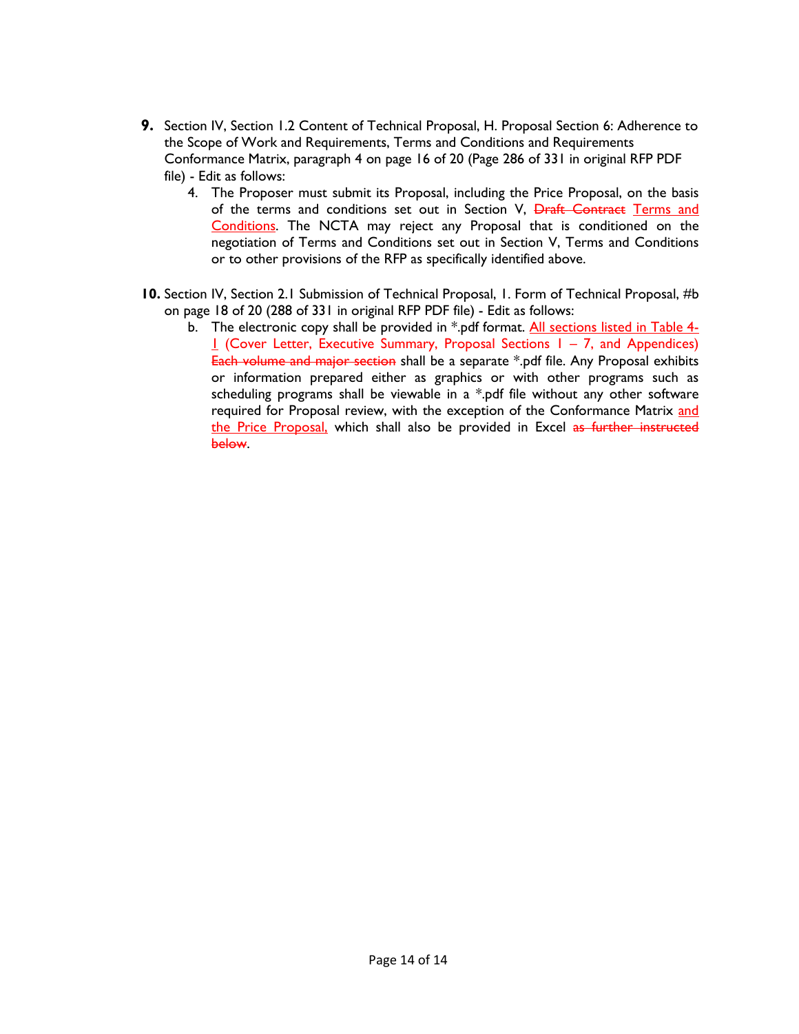**9.** Section IV, Section 1.2 Content of Technical Proposal, H. Proposal Section 6: Adherence to the Scope of Work and Requirements, Terms and Conditions and Requirements Conformance Matrix, paragraph 4 on page 16 of 20 (Page 286 of 331 in original RFP PDF file) - Edit as follows:

4. The Proposer must submit its Proposal, including the Price Proposal, on the basis of the terms and conditions set out in Section V, ~~Draft Contract~~ Terms and Conditions. The NCTA may reject any Proposal that is conditioned on the negotiation of Terms and Conditions set out in Section V, Terms and Conditions or to other provisions of the RFP as specifically identified above.

**10.** Section IV, Section 2.1 Submission of Technical Proposal, 1. Form of Technical Proposal, #b on page 18 of 20 (288 of 331 in original RFP PDF file) - Edit as follows:

b. The electronic copy shall be provided in *.pdf format. All sections listed in Table 4-1 (Cover Letter, Executive Summary, Proposal Sections 1 – 7, and Appendices) ~~Each volume and major section~~ shall be a separate *.pdf file. Any Proposal exhibits or information prepared either as graphics or with other programs such as scheduling programs shall be viewable in a *.pdf file without any other software required for Proposal review, with the exception of the Conformance Matrix and the Price Proposal, which shall also be provided in Excel ~~as further instructed below~~.